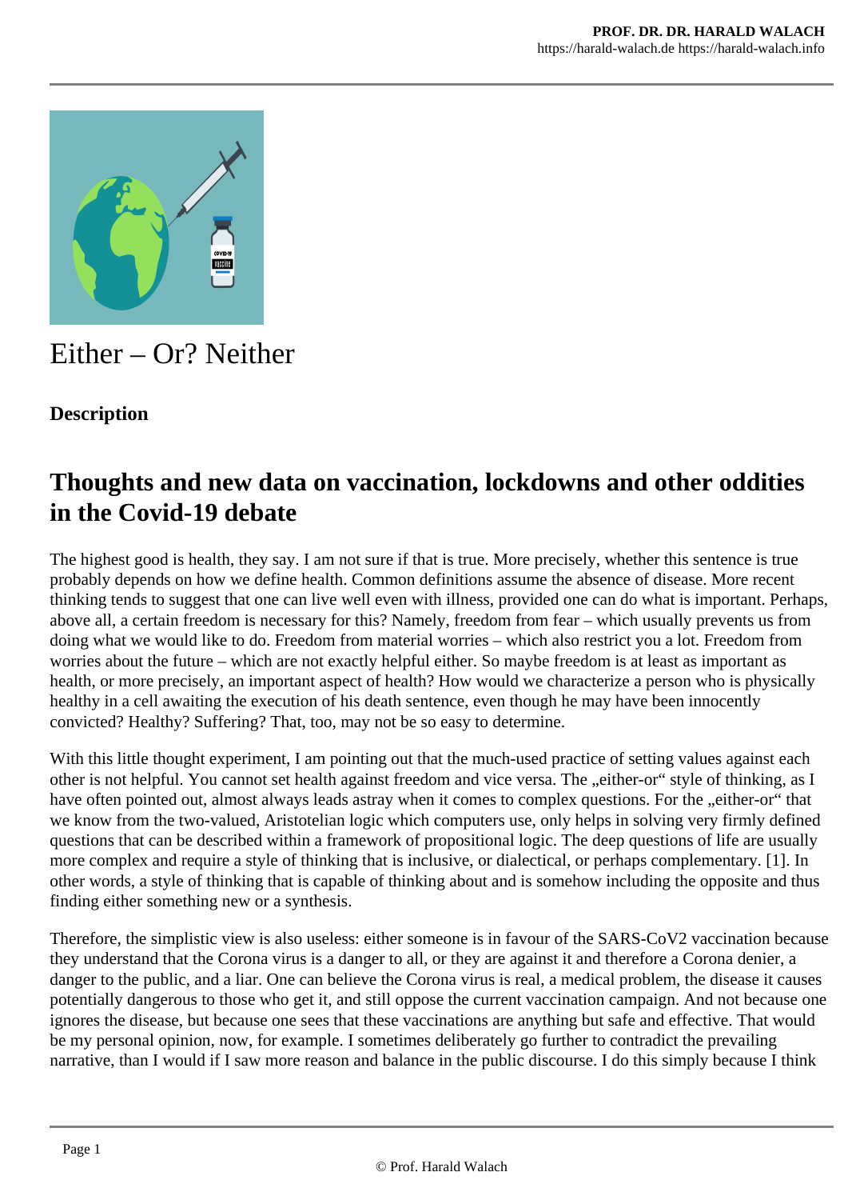# Either – Or? Neither

**Description**

## Thoughts and new data on vaccination, lockdowns and other oddities in the Covid-19 debate

The highest good is health, they say. I am not sure if that is true. More precisely, whether this sentence is true probably depends on how we define health. Common definitions assume the absence of disease. More recent thinking tends to suggest that one can live well even with illness, provided one can do what is important. Perhaps, above all, a certain freedom is necessary for this? Namely, freedom from fear – which usually prevents us from doing what we would like to do. Freedom from material worries – which also restrict you a lot. Freedom from worries about the future – which are not exactly helpful either. So maybe freedom is at least as important as health, or more precisely, an important aspect of health? How would we characterize a person who is physically healthy in a cell awaiting the execution of his death sentence, even though he may have been innocently convicted? Healthy? Suffering? That, too, may not be so easy to determine.

With this little thought experiment, I am pointing out that the much-used practice of setting values against each other is not helpful. You cannot set health against freedom and vice versa. The „either-or" style of thinking, as I have often pointed out, almost always leads astray when it comes to complex questions. For the „either-or" that we know from the two-valued, Aristotelian logic which computers use, only helps in solving very firmly defined questions that can be described within a framework of propositional logic. The deep questions of life are usually more complex and require a style of thinking that is inclusive, or dialectical, or perhaps complementary. [1]. In other words, a style of thinking that is capable of thinking about and is somehow including the opposite and thus finding either something new or a synthesis.

Therefore, the simplistic view is also useless: either someone is in favour of the SARS-CoV2 vaccination because they understand that the Corona virus is a danger to all, or they are against it and therefore a Corona denier, a danger to the public, and a liar. One can believe the Corona virus is real, a medical problem, the disease it causes potentially dangerous to those who get it, and still oppose the current vaccination campaign. And not because one ignores the disease, but because one sees that these vaccinations are anything but safe and effective. That would be my personal opinion, now, for example. I sometimes deliberately go further to contradict the prevailing narrative, than I would if I saw more reason and balance in the public discourse. I do this simply because I think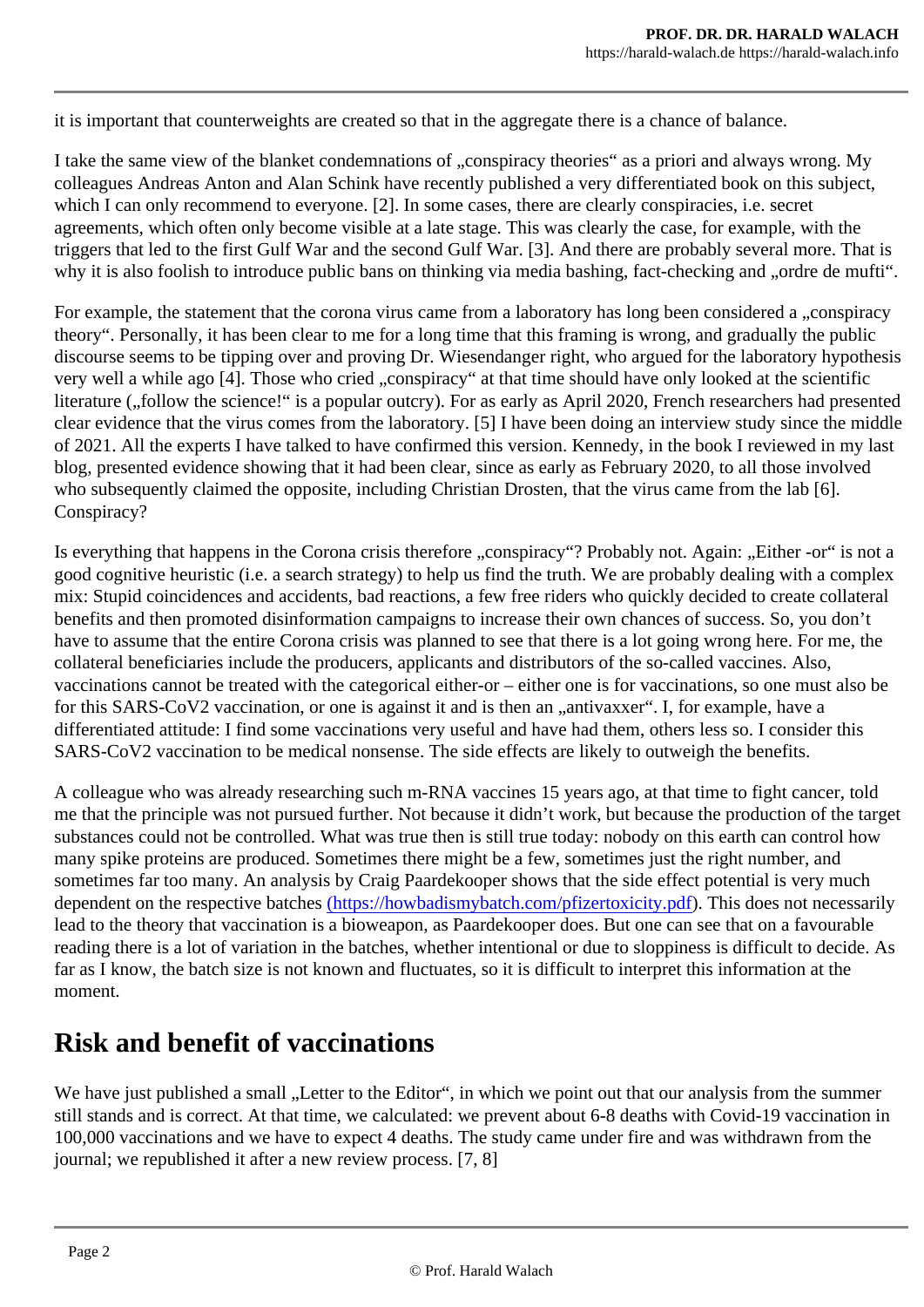it is important that counterweights are created so that in the aggregate there is a chance of balance.

I take the same view of the blanket condemnations of „conspiracy theories" as a priori and always wrong. My colleagues Andreas Anton and Alan Schink have recently published a very differentiated book on this subject, which I can only recommend to everyone. [2]. In some cases, there are clearly conspiracies, i.e. secret agreements, which often only become visible at a late stage. This was clearly the case, for example, with the triggers that led to the first Gulf War and the second Gulf War. [3]. And there are probably several more. That is why it is also foolish to introduce public bans on thinking via media bashing, fact-checking and „ordre de mufti".

For example, the statement that the corona virus came from a laboratory has long been considered a „conspiracy theory". Personally, it has been clear to me for a long time that this framing is wrong, and gradually the public discourse seems to be tipping over and proving Dr. Wiesendanger right, who argued for the laboratory hypothesis very well a while ago [4]. Those who cried „conspiracy" at that time should have only looked at the scientific literature („follow the science!" is a popular outcry). For as early as April 2020, French researchers had presented clear evidence that the virus comes from the laboratory. [5] I have been doing an interview study since the middle of 2021. All the experts I have talked to have confirmed this version. Kennedy, in the book I reviewed in my last blog, presented evidence showing that it had been clear, since as early as February 2020, to all those involved who subsequently claimed the opposite, including Christian Drosten, that the virus came from the lab [6]. Conspiracy?

Is everything that happens in the Corona crisis therefore „conspiracy"? Probably not. Again: „Either -or" is not a good cognitive heuristic (i.e. a search strategy) to help us find the truth. We are probably dealing with a complex mix: Stupid coincidences and accidents, bad reactions, a few free riders who quickly decided to create collateral benefits and then promoted disinformation campaigns to increase their own chances of success. So, you don't have to assume that the entire Corona crisis was planned to see that there is a lot going wrong here. For me, the collateral beneficiaries include the producers, applicants and distributors of the so-called vaccines. Also, vaccinations cannot be treated with the categorical either-or – either one is for vaccinations, so one must also be for this SARS-CoV2 vaccination, or one is against it and is then an „antivaxxer". I, for example, have a differentiated attitude: I find some vaccinations very useful and have had them, others less so. I consider this SARS-CoV2 vaccination to be medical nonsense. The side effects are likely to outweigh the benefits.

A colleague who was already researching such m-RNA vaccines 15 years ago, at that time to fight cancer, told me that the principle was not pursued further. Not because it didn't work, but because the production of the target substances could not be controlled. What was true then is still true today: nobody on this earth can control how many spike proteins are produced. Sometimes there might be a few, sometimes just the right number, and sometimes far too many. An analysis by Craig Paardekooper shows that the side effect potential is very much dependent on the respective batches (https://howbadismybatch.com/pfizertoxicity.pdf). This does not necessarily lead to the theory that vaccination is a bioweapon, as Paardekooper does. But one can see that on a favourable reading there is a lot of variation in the batches, whether intentional or due to sloppiness is difficult to decide. As far as I know, the batch size is not known and fluctuates, so it is difficult to interpret this information at the moment.

## Risk and benefit of vaccinations

We have just published a small „Letter to the Editor", in which we point out that our analysis from the summer still stands and is correct. At that time, we calculated: we prevent about 6-8 deaths with Covid-19 vaccination in 100,000 vaccinations and we have to expect 4 deaths. The study came under fire and was withdrawn from the journal; we republished it after a new review process. [7, 8]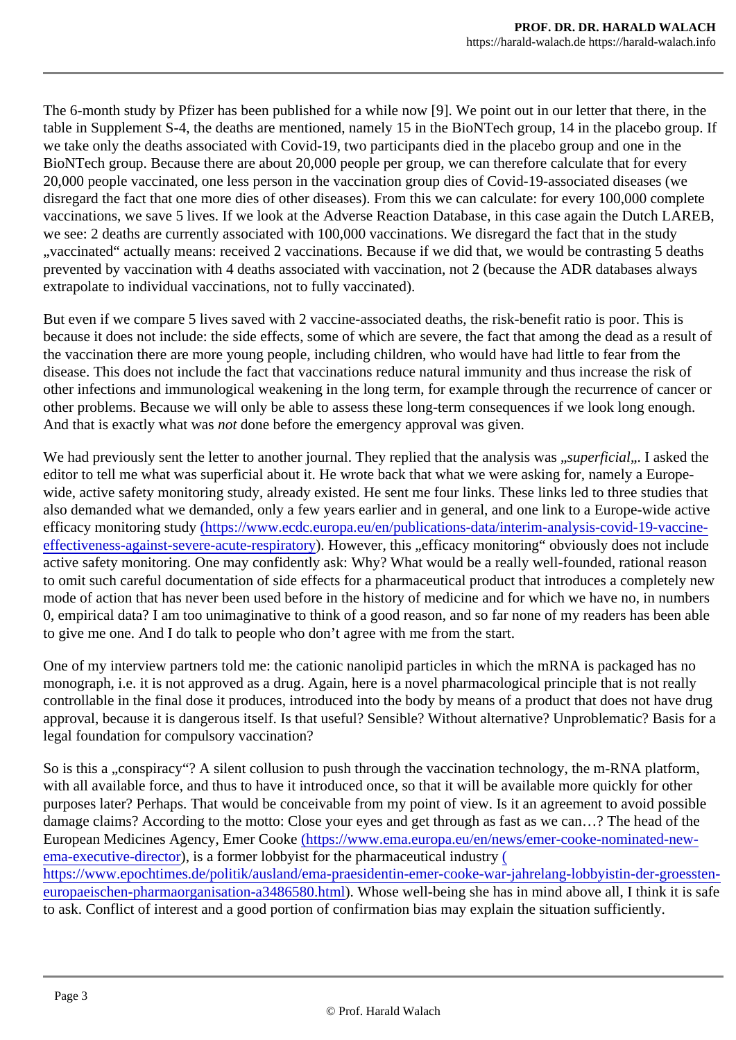The 6-month study by Pfizer has been published for a while now [9]. We point out in our letter that there, in the table in Supplement S-4, the deaths are mentioned, namely 15 in the BioNTech group, 14 in the placebo group. If we take only the deaths associated with Covid-19, two participants died in the placebo group and one in the BioNTech group. Because there are about 20,000 people per group, we can therefore calculate that for every 20,000 people vaccinated, one less person in the vaccination group dies of Covid-19-associated diseases (we disregard the fact that one more dies of other diseases). From this we can calculate: for every 100,000 complete vaccinations, we save 5 lives. If we look at the Adverse Reaction Database, in this case again the Dutch LAREB, we see: 2 deaths are currently associated with 100,000 vaccinations. We disregard the fact that in the study „vaccinated" actually means: received 2 vaccinations. Because if we did that, we would be contrasting 5 deaths prevented by vaccination with 4 deaths associated with vaccination, not 2 (because the ADR databases always extrapolate to individual vaccinations, not to fully vaccinated).

But even if we compare 5 lives saved with 2 vaccine-associated deaths, the risk-benefit ratio is poor. This is because it does not include: the side effects, some of which are severe, the fact that among the dead as a result of the vaccination there are more young people, including children, who would have had little to fear from the disease. This does not include the fact that vaccinations reduce natural immunity and thus increase the risk of other infections and immunological weakening in the long term, for example through the recurrence of cancer or other problems. Because we will only be able to assess these long-term consequences if we look long enough. And that is exactly what was *not* done before the emergency approval was given.

We had previously sent the letter to another journal. They replied that the analysis was „*superficial*„. I asked the editor to tell me what was superficial about it. He wrote back that what we were asking for, namely a Europe-wide, active safety monitoring study, already existed. He sent me four links. These links led to three studies that also demanded what we demanded, only a few years earlier and in general, and one link to a Europe-wide active efficacy monitoring study (https://www.ecdc.europa.eu/en/publications-data/interim-analysis-covid-19-vaccine-effectiveness-against-severe-acute-respiratory). However, this „efficacy monitoring" obviously does not include active safety monitoring. One may confidently ask: Why? What would be a really well-founded, rational reason to omit such careful documentation of side effects for a pharmaceutical product that introduces a completely new mode of action that has never been used before in the history of medicine and for which we have no, in numbers 0, empirical data? I am too unimaginative to think of a good reason, and so far none of my readers has been able to give me one. And I do talk to people who don't agree with me from the start.

One of my interview partners told me: the cationic nanolipid particles in which the mRNA is packaged has no monograph, i.e. it is not approved as a drug. Again, here is a novel pharmacological principle that is not really controllable in the final dose it produces, introduced into the body by means of a product that does not have drug approval, because it is dangerous itself. Is that useful? Sensible? Without alternative? Unproblematic? Basis for a legal foundation for compulsory vaccination?

So is this a „conspiracy"? A silent collusion to push through the vaccination technology, the m-RNA platform, with all available force, and thus to have it introduced once, so that it will be available more quickly for other purposes later? Perhaps. That would be conceivable from my point of view. Is it an agreement to avoid possible damage claims? According to the motto: Close your eyes and get through as fast as we can…? The head of the European Medicines Agency, Emer Cooke (https://www.ema.europa.eu/en/news/emer-cooke-nominated-new-ema-executive-director), is a former lobbyist for the pharmaceutical industry (https://www.epochtimes.de/politik/ausland/ema-praesidentin-emer-cooke-war-jahrelang-lobbyistin-der-groessten-europaeischen-pharmaorganisation-a3486580.html). Whose well-being she has in mind above all, I think it is safe to ask. Conflict of interest and a good portion of confirmation bias may explain the situation sufficiently.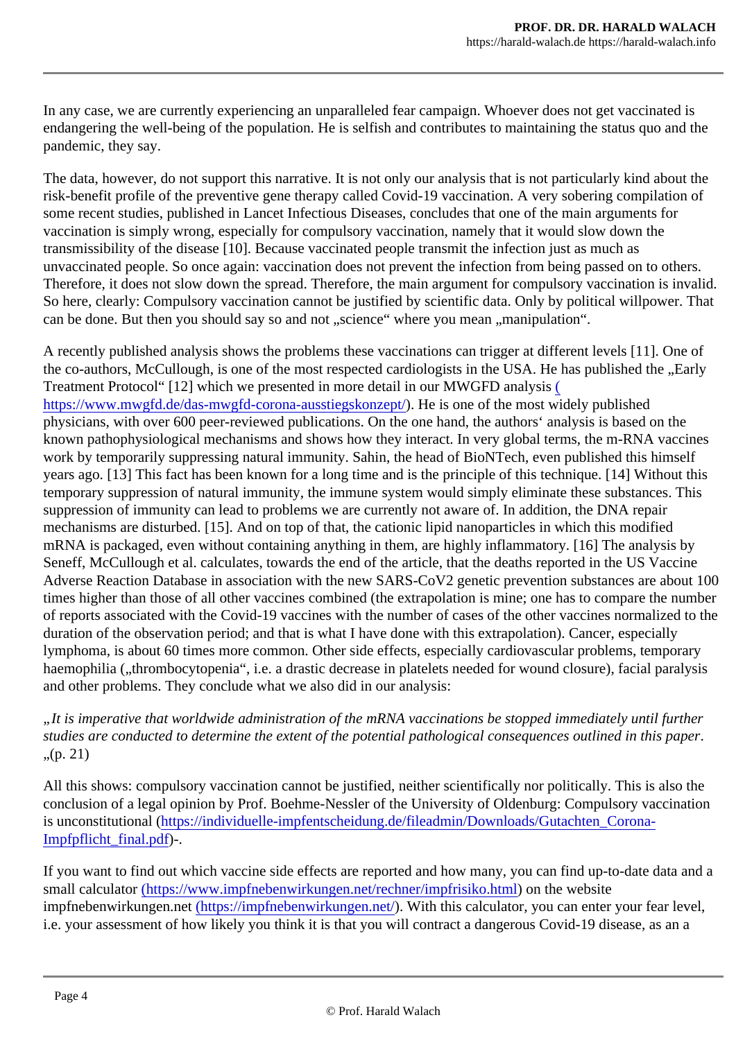In any case, we are currently experiencing an unparalleled fear campaign. Whoever does not get vaccinated is endangering the well-being of the population. He is selfish and contributes to maintaining the status quo and the pandemic, they say.

The data, however, do not support this narrative. It is not only our analysis that is not particularly kind about the risk-benefit profile of the preventive gene therapy called Covid-19 vaccination. A very sobering compilation of some recent studies, published in Lancet Infectious Diseases, concludes that one of the main arguments for vaccination is simply wrong, especially for compulsory vaccination, namely that it would slow down the transmissibility of the disease [10]. Because vaccinated people transmit the infection just as much as unvaccinated people. So once again: vaccination does not prevent the infection from being passed on to others. Therefore, it does not slow down the spread. Therefore, the main argument for compulsory vaccination is invalid. So here, clearly: Compulsory vaccination cannot be justified by scientific data. Only by political willpower. That can be done. But then you should say so and not „science" where you mean „manipulation".

A recently published analysis shows the problems these vaccinations can trigger at different levels [11]. One of the co-authors, McCullough, is one of the most respected cardiologists in the USA. He has published the „Early Treatment Protocol" [12] which we presented in more detail in our MWGFD analysis (https://www.mwgfd.de/das-mwgfd-corona-ausstiegskonzept/). He is one of the most widely published physicians, with over 600 peer-reviewed publications. On the one hand, the authors' analysis is based on the known pathophysiological mechanisms and shows how they interact. In very global terms, the m-RNA vaccines work by temporarily suppressing natural immunity. Sahin, the head of BioNTech, even published this himself years ago. [13] This fact has been known for a long time and is the principle of this technique. [14] Without this temporary suppression of natural immunity, the immune system would simply eliminate these substances. This suppression of immunity can lead to problems we are currently not aware of. In addition, the DNA repair mechanisms are disturbed. [15]. And on top of that, the cationic lipid nanoparticles in which this modified mRNA is packaged, even without containing anything in them, are highly inflammatory. [16] The analysis by Seneff, McCullough et al. calculates, towards the end of the article, that the deaths reported in the US Vaccine Adverse Reaction Database in association with the new SARS-CoV2 genetic prevention substances are about 100 times higher than those of all other vaccines combined (the extrapolation is mine; one has to compare the number of reports associated with the Covid-19 vaccines with the number of cases of the other vaccines normalized to the duration of the observation period; and that is what I have done with this extrapolation). Cancer, especially lymphoma, is about 60 times more common. Other side effects, especially cardiovascular problems, temporary haemophilia („thrombocytopenia", i.e. a drastic decrease in platelets needed for wound closure), facial paralysis and other problems. They conclude what we also did in our analysis:

„*It is imperative that worldwide administration of the mRNA vaccinations be stopped immediately until further studies are conducted to determine the extent of the potential pathological consequences outlined in this paper*. „(p. 21)

All this shows: compulsory vaccination cannot be justified, neither scientifically nor politically. This is also the conclusion of a legal opinion by Prof. Boehme-Nessler of the University of Oldenburg: Compulsory vaccination is unconstitutional (https://individuelle-impfentscheidung.de/fileadmin/Downloads/Gutachten_Corona-Impfpflicht_final.pdf)-.

If you want to find out which vaccine side effects are reported and how many, you can find up-to-date data and a small calculator (https://www.impfnebenwirkungen.net/rechner/impfrisiko.html) on the website impfnebenwirkungen.net (https://impfnebenwirkungen.net/). With this calculator, you can enter your fear level, i.e. your assessment of how likely you think it is that you will contract a dangerous Covid-19 disease, as an a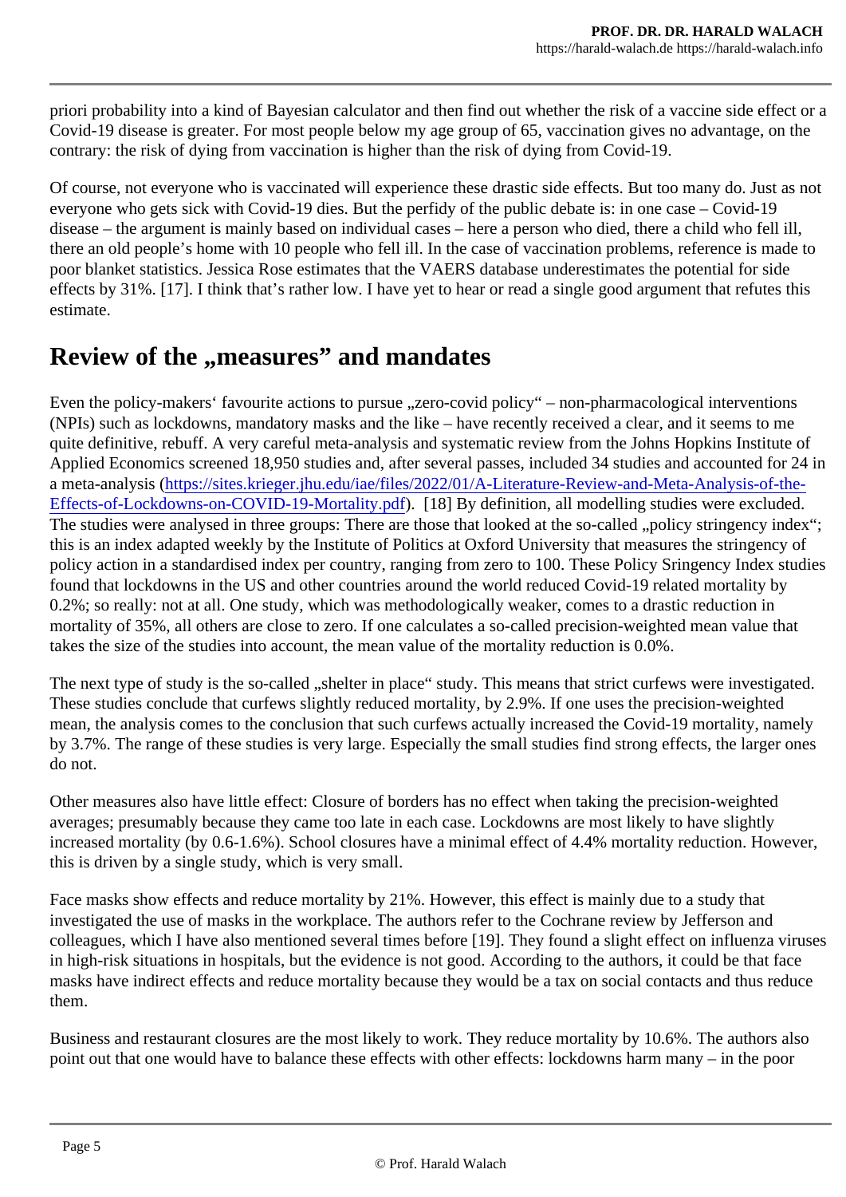priori probability into a kind of Bayesian calculator and then find out whether the risk of a vaccine side effect or a Covid-19 disease is greater. For most people below my age group of 65, vaccination gives no advantage, on the contrary: the risk of dying from vaccination is higher than the risk of dying from Covid-19.

Of course, not everyone who is vaccinated will experience these drastic side effects. But too many do. Just as not everyone who gets sick with Covid-19 dies. But the perfidy of the public debate is: in one case – Covid-19 disease – the argument is mainly based on individual cases – here a person who died, there a child who fell ill, there an old people's home with 10 people who fell ill. In the case of vaccination problems, reference is made to poor blanket statistics. Jessica Rose estimates that the VAERS database underestimates the potential for side effects by 31%. [17]. I think that's rather low. I have yet to hear or read a single good argument that refutes this estimate.

## Review of the „measures" and mandates

Even the policy-makers' favourite actions to pursue „zero-covid policy" – non-pharmacological interventions (NPIs) such as lockdowns, mandatory masks and the like – have recently received a clear, and it seems to me quite definitive, rebuff. A very careful meta-analysis and systematic review from the Johns Hopkins Institute of Applied Economics screened 18,950 studies and, after several passes, included 34 studies and accounted for 24 in a meta-analysis (https://sites.krieger.jhu.edu/iae/files/2022/01/A-Literature-Review-and-Meta-Analysis-of-the-Effects-of-Lockdowns-on-COVID-19-Mortality.pdf). [18] By definition, all modelling studies were excluded. The studies were analysed in three groups: There are those that looked at the so-called „policy stringency index"; this is an index adapted weekly by the Institute of Politics at Oxford University that measures the stringency of policy action in a standardised index per country, ranging from zero to 100. These Policy Sringency Index studies found that lockdowns in the US and other countries around the world reduced Covid-19 related mortality by 0.2%; so really: not at all. One study, which was methodologically weaker, comes to a drastic reduction in mortality of 35%, all others are close to zero. If one calculates a so-called precision-weighted mean value that takes the size of the studies into account, the mean value of the mortality reduction is 0.0%.

The next type of study is the so-called „shelter in place" study. This means that strict curfews were investigated. These studies conclude that curfews slightly reduced mortality, by 2.9%. If one uses the precision-weighted mean, the analysis comes to the conclusion that such curfews actually increased the Covid-19 mortality, namely by 3.7%. The range of these studies is very large. Especially the small studies find strong effects, the larger ones do not.

Other measures also have little effect: Closure of borders has no effect when taking the precision-weighted averages; presumably because they came too late in each case. Lockdowns are most likely to have slightly increased mortality (by 0.6-1.6%). School closures have a minimal effect of 4.4% mortality reduction. However, this is driven by a single study, which is very small.

Face masks show effects and reduce mortality by 21%. However, this effect is mainly due to a study that investigated the use of masks in the workplace. The authors refer to the Cochrane review by Jefferson and colleagues, which I have also mentioned several times before [19]. They found a slight effect on influenza viruses in high-risk situations in hospitals, but the evidence is not good. According to the authors, it could be that face masks have indirect effects and reduce mortality because they would be a tax on social contacts and thus reduce them.

Business and restaurant closures are the most likely to work. They reduce mortality by 10.6%. The authors also point out that one would have to balance these effects with other effects: lockdowns harm many – in the poor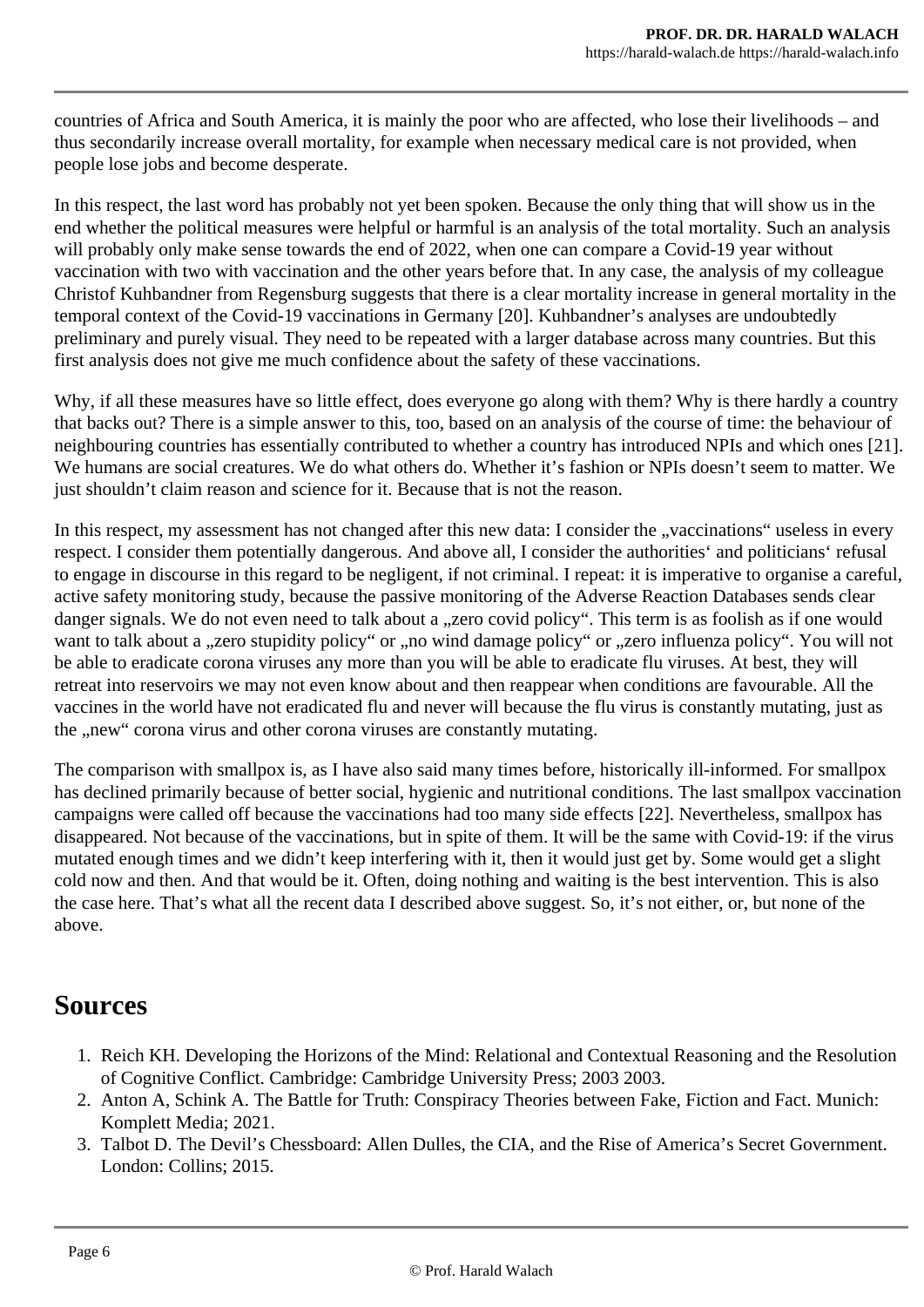countries of Africa and South America, it is mainly the poor who are affected, who lose their livelihoods – and thus secondarily increase overall mortality, for example when necessary medical care is not provided, when people lose jobs and become desperate.

In this respect, the last word has probably not yet been spoken. Because the only thing that will show us in the end whether the political measures were helpful or harmful is an analysis of the total mortality. Such an analysis will probably only make sense towards the end of 2022, when one can compare a Covid-19 year without vaccination with two with vaccination and the other years before that. In any case, the analysis of my colleague Christof Kuhbandner from Regensburg suggests that there is a clear mortality increase in general mortality in the temporal context of the Covid-19 vaccinations in Germany [20]. Kuhbandner's analyses are undoubtedly preliminary and purely visual. They need to be repeated with a larger database across many countries. But this first analysis does not give me much confidence about the safety of these vaccinations.

Why, if all these measures have so little effect, does everyone go along with them? Why is there hardly a country that backs out? There is a simple answer to this, too, based on an analysis of the course of time: the behaviour of neighbouring countries has essentially contributed to whether a country has introduced NPIs and which ones [21]. We humans are social creatures. We do what others do. Whether it's fashion or NPIs doesn't seem to matter. We just shouldn't claim reason and science for it. Because that is not the reason.

In this respect, my assessment has not changed after this new data: I consider the „vaccinations" useless in every respect. I consider them potentially dangerous. And above all, I consider the authorities' and politicians' refusal to engage in discourse in this regard to be negligent, if not criminal. I repeat: it is imperative to organise a careful, active safety monitoring study, because the passive monitoring of the Adverse Reaction Databases sends clear danger signals. We do not even need to talk about a „zero covid policy". This term is as foolish as if one would want to talk about a „zero stupidity policy" or „no wind damage policy" or „zero influenza policy". You will not be able to eradicate corona viruses any more than you will be able to eradicate flu viruses. At best, they will retreat into reservoirs we may not even know about and then reappear when conditions are favourable. All the vaccines in the world have not eradicated flu and never will because the flu virus is constantly mutating, just as the „new" corona virus and other corona viruses are constantly mutating.

The comparison with smallpox is, as I have also said many times before, historically ill-informed. For smallpox has declined primarily because of better social, hygienic and nutritional conditions. The last smallpox vaccination campaigns were called off because the vaccinations had too many side effects [22]. Nevertheless, smallpox has disappeared. Not because of the vaccinations, but in spite of them. It will be the same with Covid-19: if the virus mutated enough times and we didn't keep interfering with it, then it would just get by. Some would get a slight cold now and then. And that would be it. Often, doing nothing and waiting is the best intervention. This is also the case here. That's what all the recent data I described above suggest. So, it's not either, or, but none of the above.

## Sources

1. Reich KH. Developing the Horizons of the Mind: Relational and Contextual Reasoning and the Resolution of Cognitive Conflict. Cambridge: Cambridge University Press; 2003 2003.
2. Anton A, Schink A. The Battle for Truth: Conspiracy Theories between Fake, Fiction and Fact. Munich: Komplett Media; 2021.
3. Talbot D. The Devil's Chessboard: Allen Dulles, the CIA, and the Rise of America's Secret Government. London: Collins; 2015.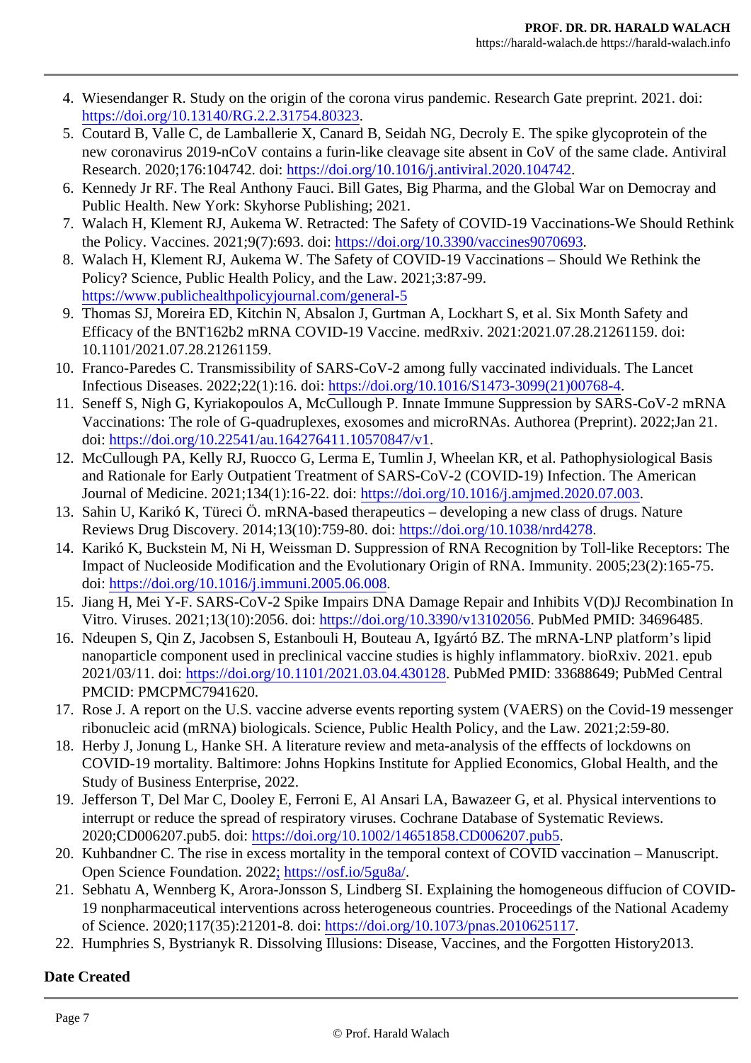4. Wiesendanger R. Study on the origin of the corona virus pandemic. Research Gate preprint. 2021. doi: https://doi.org/10.13140/RG.2.2.31754.80323.
5. Coutard B, Valle C, de Lamballerie X, Canard B, Seidah NG, Decroly E. The spike glycoprotein of the new coronavirus 2019-nCoV contains a furin-like cleavage site absent in CoV of the same clade. Antiviral Research. 2020;176:104742. doi: https://doi.org/10.1016/j.antiviral.2020.104742.
6. Kennedy Jr RF. The Real Anthony Fauci. Bill Gates, Big Pharma, and the Global War on Democray and Public Health. New York: Skyhorse Publishing; 2021.
7. Walach H, Klement RJ, Aukema W. Retracted: The Safety of COVID-19 Vaccinations-We Should Rethink the Policy. Vaccines. 2021;9(7):693. doi: https://doi.org/10.3390/vaccines9070693.
8. Walach H, Klement RJ, Aukema W. The Safety of COVID-19 Vaccinations – Should We Rethink the Policy? Science, Public Health Policy, and the Law. 2021;3:87-99. https://www.publichealthpolicyjournal.com/general-5
9. Thomas SJ, Moreira ED, Kitchin N, Absalon J, Gurtman A, Lockhart S, et al. Six Month Safety and Efficacy of the BNT162b2 mRNA COVID-19 Vaccine. medRxiv. 2021:2021.07.28.21261159. doi: 10.1101/2021.07.28.21261159.
10. Franco-Paredes C. Transmissibility of SARS-CoV-2 among fully vaccinated individuals. The Lancet Infectious Diseases. 2022;22(1):16. doi: https://doi.org/10.1016/S1473-3099(21)00768-4.
11. Seneff S, Nigh G, Kyriakopoulos A, McCullough P. Innate Immune Suppression by SARS-CoV-2 mRNA Vaccinations: The role of G-quadruplexes, exosomes and microRNAs. Authorea (Preprint). 2022;Jan 21. doi: https://doi.org/10.22541/au.164276411.10570847/v1.
12. McCullough PA, Kelly RJ, Ruocco G, Lerma E, Tumlin J, Wheelan KR, et al. Pathophysiological Basis and Rationale for Early Outpatient Treatment of SARS-CoV-2 (COVID-19) Infection. The American Journal of Medicine. 2021;134(1):16-22. doi: https://doi.org/10.1016/j.amjmed.2020.07.003.
13. Sahin U, Karikó K, Türeci Ö. mRNA-based therapeutics – developing a new class of drugs. Nature Reviews Drug Discovery. 2014;13(10):759-80. doi: https://doi.org/10.1038/nrd4278.
14. Karikó K, Buckstein M, Ni H, Weissman D. Suppression of RNA Recognition by Toll-like Receptors: The Impact of Nucleoside Modification and the Evolutionary Origin of RNA. Immunity. 2005;23(2):165-75. doi: https://doi.org/10.1016/j.immuni.2005.06.008.
15. Jiang H, Mei Y-F. SARS-CoV-2 Spike Impairs DNA Damage Repair and Inhibits V(D)J Recombination In Vitro. Viruses. 2021;13(10):2056. doi: https://doi.org/10.3390/v13102056. PubMed PMID: 34696485.
16. Ndeupen S, Qin Z, Jacobsen S, Estanbouli H, Bouteau A, Igyártó BZ. The mRNA-LNP platform's lipid nanoparticle component used in preclinical vaccine studies is highly inflammatory. bioRxiv. 2021. epub 2021/03/11. doi: https://doi.org/10.1101/2021.03.04.430128. PubMed PMID: 33688649; PubMed Central PMCID: PMCPMC7941620.
17. Rose J. A report on the U.S. vaccine adverse events reporting system (VAERS) on the Covid-19 messenger ribonucleic acid (mRNA) biologicals. Science, Public Health Policy, and the Law. 2021;2:59-80.
18. Herby J, Jonung L, Hanke SH. A literature review and meta-analysis of the efffects of lockdowns on COVID-19 mortality. Baltimore: Johns Hopkins Institute for Applied Economics, Global Health, and the Study of Business Enterprise, 2022.
19. Jefferson T, Del Mar C, Dooley E, Ferroni E, Al Ansari LA, Bawazeer G, et al. Physical interventions to interrupt or reduce the spread of respiratory viruses. Cochrane Database of Systematic Reviews. 2020;CD006207.pub5. doi: https://doi.org/10.1002/14651858.CD006207.pub5.
20. Kuhbandner C. The rise in excess mortality in the temporal context of COVID vaccination – Manuscript. Open Science Foundation. 2022; https://osf.io/5gu8a/.
21. Sebhatu A, Wennberg K, Arora-Jonsson S, Lindberg SI. Explaining the homogeneous diffucion of COVID-19 nonpharmaceutical interventions across heterogeneous countries. Proceedings of the National Academy of Science. 2020;117(35):21201-8. doi: https://doi.org/10.1073/pnas.2010625117.
22. Humphries S, Bystrianyk R. Dissolving Illusions: Disease, Vaccines, and the Forgotten History2013.

**Date Created**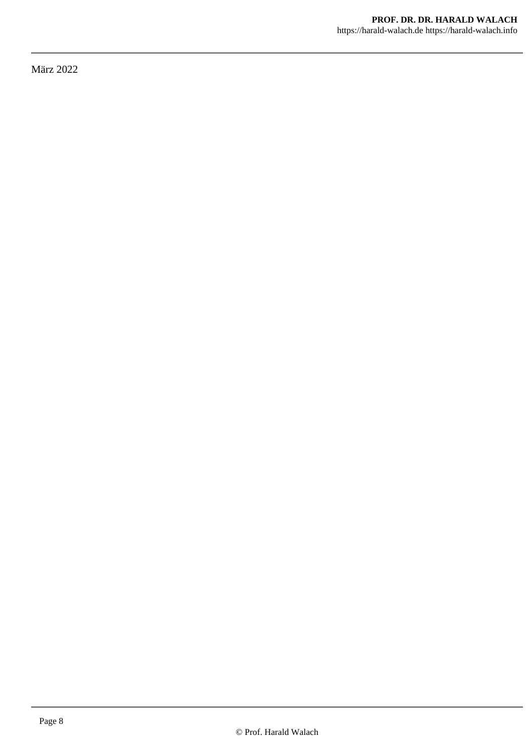März 2022